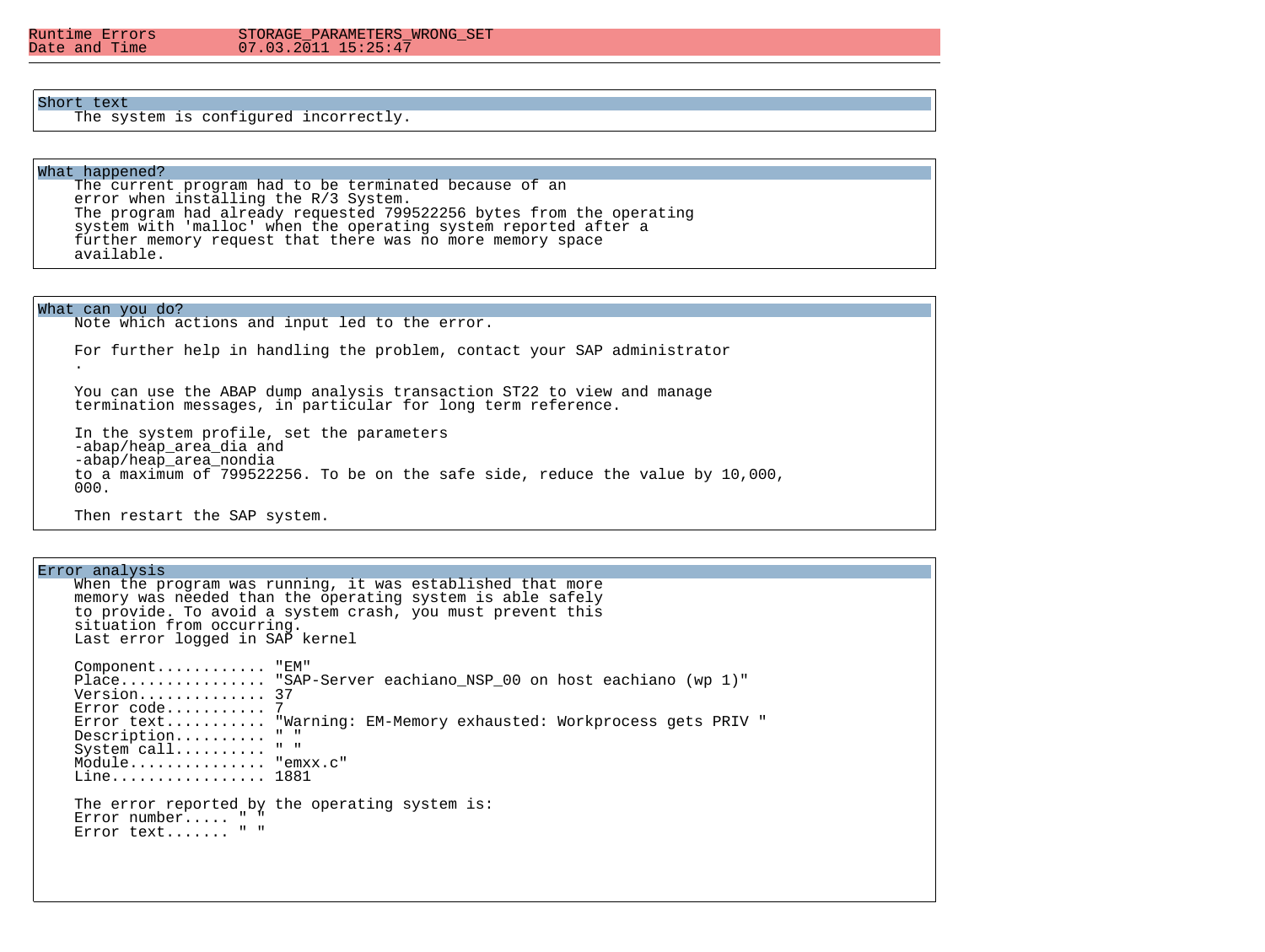| | |
|---|---|
| Runtime Errors | STORAGE_PARAMETERS_WRONG_SET |
| Date and Time | 07.03.2011 15:25:47 |

## Short text

The system is configured incorrectly.

## What happened?

The current program had to be terminated because of an error when installing the R/3 System.
The program had already requested 799522256 bytes from the operating system with 'malloc' when the operating system reported after a further memory request that there was no more memory space available.

## What can you do?

Note which actions and input led to the error.

For further help in handling the problem, contact your SAP administrator .

You can use the ABAP dump analysis transaction ST22 to view and manage termination messages, in particular for long term reference.

In the system profile, set the parameters
-abap/heap_area_dia and
-abap/heap_area_nondia
to a maximum of 799522256. To be on the safe side, reduce the value by 10,000,000.

Then restart the SAP system.

## Error analysis

When the program was running, it was established that more memory was needed than the operating system is able safely to provide. To avoid a system crash, you must prevent this situation from occurring.
Last error logged in SAP kernel

```
Component............ "EM"
Place................ "SAP-Server eachiano_NSP_00 on host eachiano (wp 1)"
Version.............. 37
Error code........... 7
Error text........... "Warning: EM-Memory exhausted: Workprocess gets PRIV "
Description.......... " "
System call.......... " "
Module............... "emxx.c"
Line................. 1881
```

The error reported by the operating system is:

```
Error number..... " "
Error text....... " "
```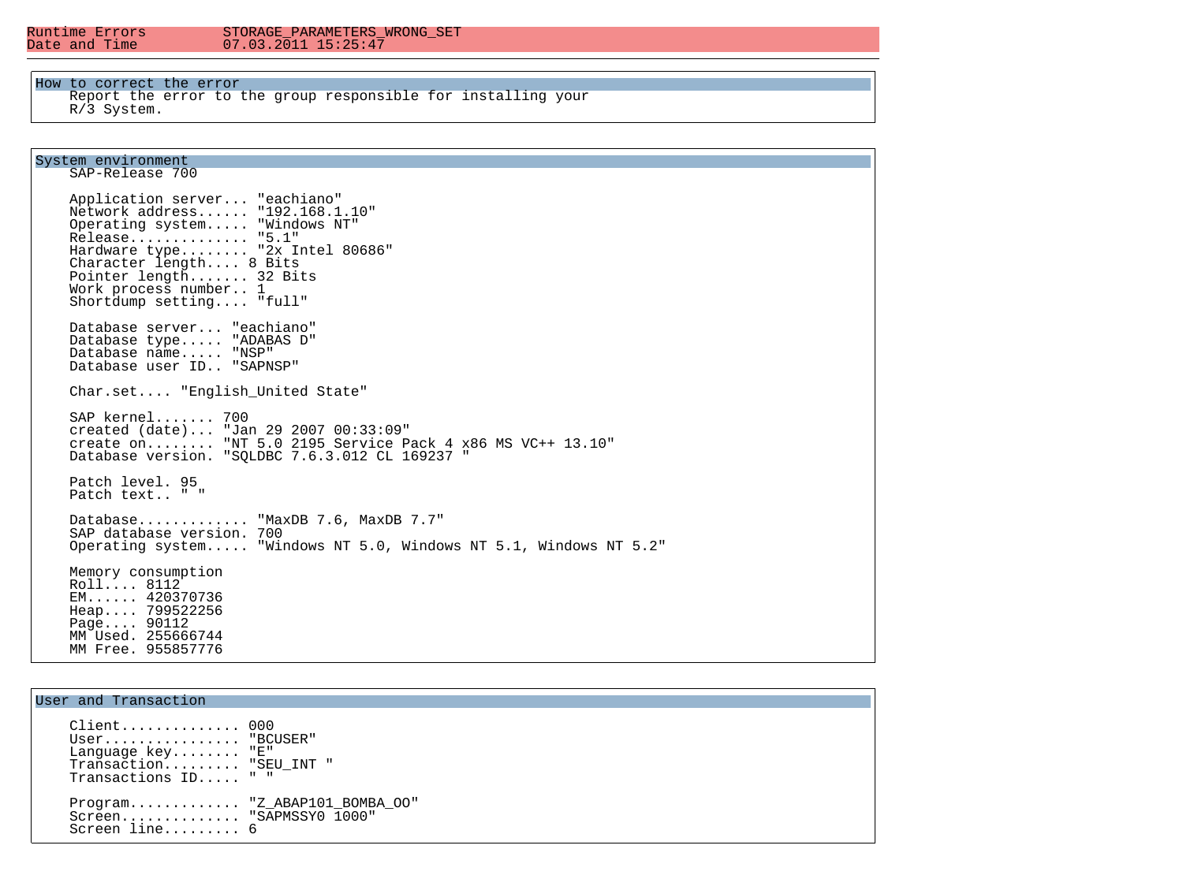| | |
|---|---|
| Runtime Errors | STORAGE_PARAMETERS_WRONG_SET |
| Date and Time | 07.03.2011 15:25:47 |

## How to correct the error

```
    Report the error to the group responsible for installing your
    R/3 System.
```

## System environment

```
    SAP-Release 700

    Application server... "eachiano"
    Network address...... "192.168.1.10"
    Operating system..... "Windows NT"
    Release.............. "5.1"
    Hardware type........ "2x Intel 80686"
    Character length.... 8 Bits
    Pointer length....... 32 Bits
    Work process number.. 1
    Shortdump setting.... "full"

    Database server... "eachiano"
    Database type..... "ADABAS D"
    Database name..... "NSP"
    Database user ID.. "SAPNSP"

    Char.set.... "English_United State"

    SAP kernel....... 700
    created (date)... "Jan 29 2007 00:33:09"
    create on........ "NT 5.0 2195 Service Pack 4 x86 MS VC++ 13.10"
    Database version. "SQLDBC 7.6.3.012 CL 169237 "

    Patch level. 95
    Patch text.. " "

    Database............. "MaxDB 7.6, MaxDB 7.7"
    SAP database version. 700
    Operating system..... "Windows NT 5.0, Windows NT 5.1, Windows NT 5.2"

    Memory consumption
    Roll.... 8112
    EM...... 420370736
    Heap.... 799522256
    Page.... 90112
    MM Used. 255666744
    MM Free. 955857776
```

## User and Transaction

```
    Client............. 000
    User............... "BCUSER"
    Language key....... "E"
    Transaction......... "SEU_INT "
    Transactions ID..... " "

    Program............. "Z_ABAP101_BOMBA_OO"
    Screen.............. "SAPMSSY0 1000"
    Screen line......... 6
```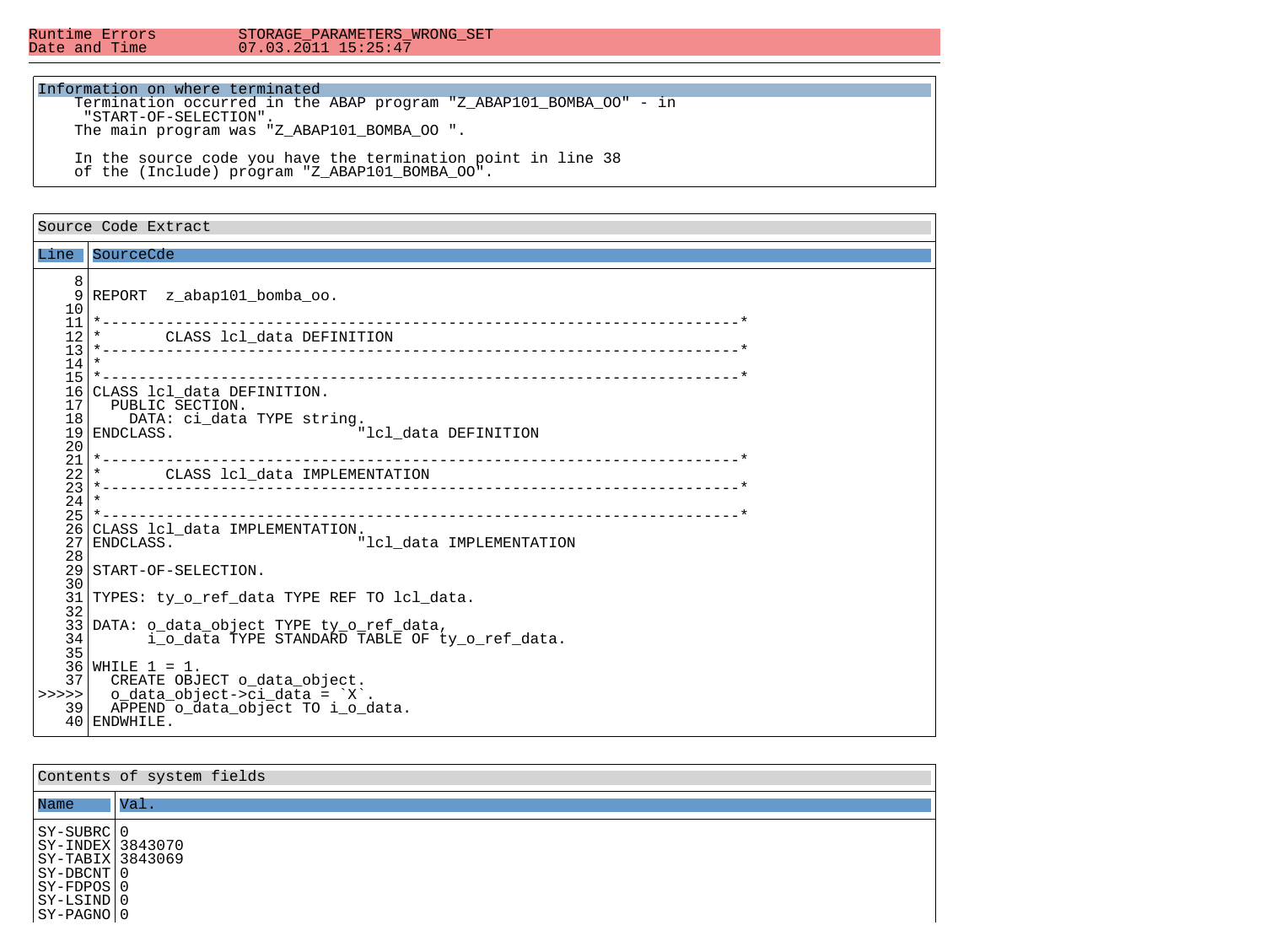| Runtime Errors | STORAGE_PARAMETERS_WRONG_SET |
| --- | --- |
| Date and Time | 07.03.2011 15:25:47 |

### Information on where terminated

Termination occurred in the ABAP program "Z_ABAP101_BOMBA_OO" - in "START-OF-SELECTION".
The main program was "Z_ABAP101_BOMBA_OO ".

In the source code you have the termination point in line 38 of the (Include) program "Z_ABAP101_BOMBA_OO".

### Source Code Extract

| Line | SourceCde |
| --- | --- |
| 8 | |
| 9 | `REPORT  z_abap101_bomba_oo.` |
| 10 | |
| 11 | `*----------------------------------------------------------------------*` |
| 12 | `*       CLASS lcl_data DEFINITION` |
| 13 | `*----------------------------------------------------------------------*` |
| 14 | `*` |
| 15 | `*----------------------------------------------------------------------*` |
| 16 | `CLASS lcl_data DEFINITION.` |
| 17 | `  PUBLIC SECTION.` |
| 18 | `    DATA: ci_data TYPE string.` |
| 19 | `ENDCLASS.                    "lcl_data DEFINITION` |
| 20 | |
| 21 | `*----------------------------------------------------------------------*` |
| 22 | `*       CLASS lcl_data IMPLEMENTATION` |
| 23 | `*----------------------------------------------------------------------*` |
| 24 | `*` |
| 25 | `*----------------------------------------------------------------------*` |
| 26 | `CLASS lcl_data IMPLEMENTATION.` |
| 27 | `ENDCLASS.                    "lcl_data IMPLEMENTATION` |
| 28 | |
| 29 | `START-OF-SELECTION.` |
| 30 | |
| 31 | `TYPES: ty_o_ref_data TYPE REF TO lcl_data.` |
| 32 | |
| 33 | `DATA: o_data_object TYPE ty_o_ref_data,` |
| 34 | `      i_o_data TYPE STANDARD TABLE OF ty_o_ref_data.` |
| 35 | |
| 36 | `WHILE 1 = 1.` |
| 37 | `  CREATE OBJECT o_data_object.` |
| >>>>> | ``  o_data_object->ci_data = `X`.`` |
| 39 | `  APPEND o_data_object TO i_o_data.` |
| 40 | `ENDWHILE.` |

### Contents of system fields

| Name | Val. |
| --- | --- |
| SY-SUBRC | 0 |
| SY-INDEX | 3843070 |
| SY-TABIX | 3843069 |
| SY-DBCNT | 0 |
| SY-FDPOS | 0 |
| SY-LSIND | 0 |
| SY-PAGNO | 0 |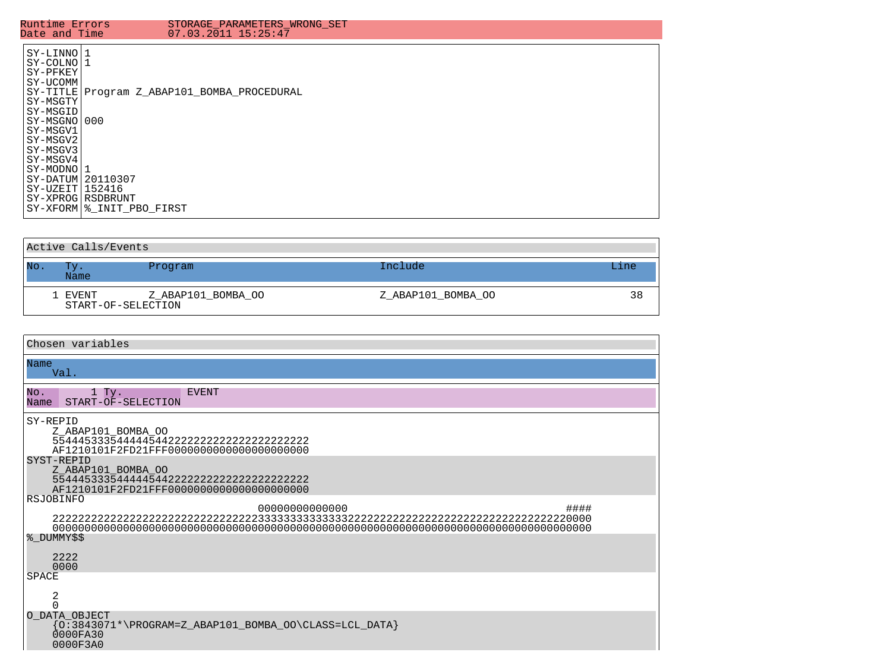| Runtime Errors | STORAGE_PARAMETERS_WRONG_SET |
| --- | --- |
| Date and Time | 07.03.2011 15:25:47 |

| | |
| --- | --- |
| SY-LINNO | 1 |
| SY-COLNO | 1 |
| SY-PFKEY | |
| SY-UCOMM | |
| SY-TITLE | Program Z_ABAP101_BOMBA_PROCEDURAL |
| SY-MSGTY | |
| SY-MSGID | |
| SY-MSGNO | 000 |
| SY-MSGV1 | |
| SY-MSGV2 | |
| SY-MSGV3 | |
| SY-MSGV4 | |
| SY-MODNO | 1 |
| SY-DATUM | 20110307 |
| SY-UZEIT | 152416 |
| SY-XPROG | RSDBRUNT |
| SY-XFORM | %_INIT_PBO_FIRST |

**Active Calls/Events**

| No. | Ty. / Name | Program | Include | Line |
| --- | --- | --- | --- | --- |
| 1 | EVENT<br>START-OF-SELECTION | Z_ABAP101_BOMBA_OO | Z_ABAP101_BOMBA_OO | 38 |

**Chosen variables**

```
Name
    Val.

No.       1 Ty.          EVENT
Name  START-OF-SELECTION

SY-REPID
    Z_ABAP101_BOMBA_OO
    5544453335444445442222222222222222222222
    AF1210101F2FD21FFF0000000000000000000000
SYST-REPID
    Z_ABAP101_BOMBA_OO
    5544453335444445442222222222222222222222
    AF1210101F2FD21FFF0000000000000000000000
RSJOBINFO
                                    00000000000000                                   ####
    222222222222222222222222222222222222223333333333333322222222222222222222222222222222222220000
    000000000000000000000000000000000000000000000000000000000000000000000000000000000000000000000
%_DUMMY$$

    2222
    0000
SPACE

    2
    0
O_DATA_OBJECT
    {O:3843071*\PROGRAM=Z_ABAP101_BOMBA_OO\CLASS=LCL_DATA}
    0000FA30
    0000F3A0
```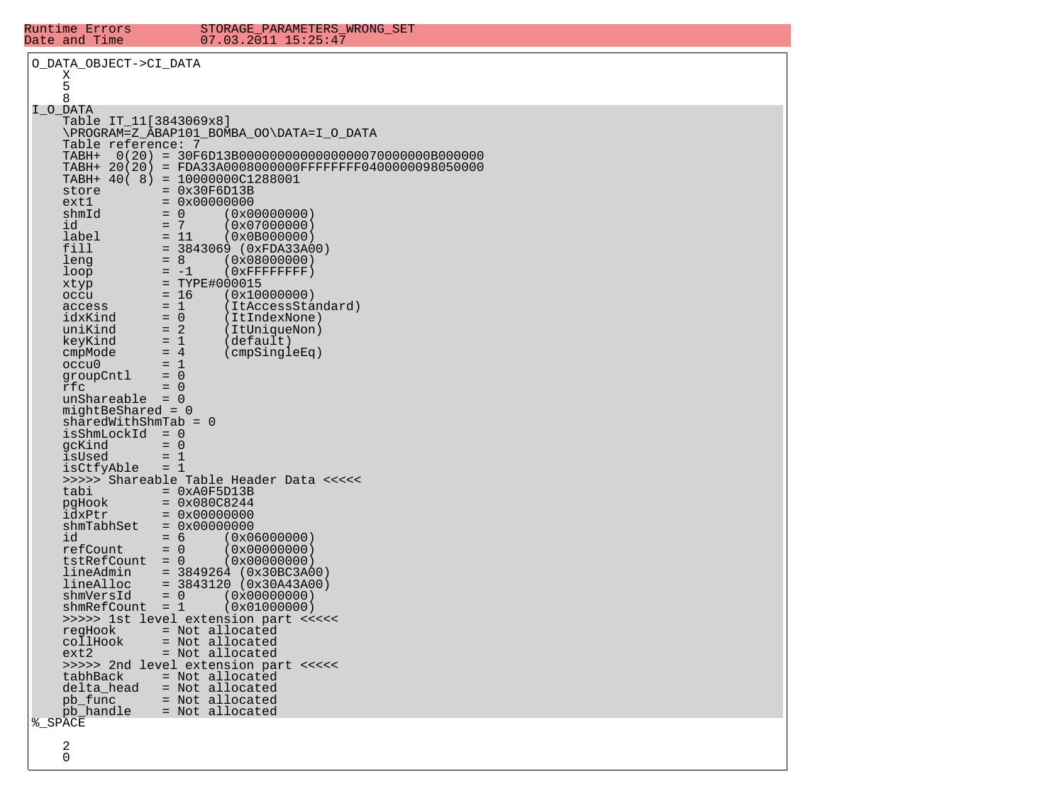```
Runtime Errors         STORAGE_PARAMETERS_WRONG_SET
Date and Time          07.03.2011 15:25:47
```

```
O_DATA_OBJECT->CI_DATA
    X
    5
    8
I_O_DATA
    Table IT_11[3843069x8]
    \PROGRAM=Z_ABAP101_BOMBA_OO\DATA=I_O_DATA
    Table reference: 7
    TABH+  0(20) = 30F6D13B00000000000000070000000B000000
    TABH+ 20(20) = FDA33A0008000000FFFFFFFF0400000098050000
    TABH+ 40( 8) = 10000000C1288001
    store        = 0x30F6D13B
    ext1         = 0x00000000
    shmId        = 0     (0x00000000)
    id           = 7     (0x07000000)
    label        = 11    (0x0B000000)
    fill         = 3843069 (0xFDA33A00)
    leng         = 8     (0x08000000)
    loop         = -1    (0xFFFFFFFF)
    xtyp         = TYPE#000015
    occu         = 16    (0x10000000)
    access       = 1     (ItAccessStandard)
    idxKind      = 0     (ItIndexNone)
    uniKind      = 2     (ItUniqueNon)
    keyKind      = 1     (default)
    cmpMode      = 4     (cmpSingleEq)
    occu0        = 1
    groupCntl    = 0
    rfc          = 0
    unShareable  = 0
    mightBeShared = 0
    sharedWithShmTab = 0
    isShmLockId  = 0
    gcKind       = 0
    isUsed       = 1
    isCtfyAble   = 1
    >>>>> Shareable Table Header Data <<<<<
    tabi         = 0xA0F5D13B
    pgHook       = 0x080C8244
    idxPtr       = 0x00000000
    shmTabhSet   = 0x00000000
    id           = 6     (0x06000000)
    refCount     = 0     (0x00000000)
    tstRefCount  = 0     (0x00000000)
    lineAdmin    = 3849264 (0x30BC3A00)
    lineAlloc    = 3843120 (0x30A43A00)
    shmVersId    = 0     (0x00000000)
    shmRefCount  = 1     (0x01000000)
    >>>>> 1st level extension part <<<<<
    regHook      = Not allocated
    collHook     = Not allocated
    ext2         = Not allocated
    >>>>> 2nd level extension part <<<<<
    tabhBack     = Not allocated
    delta_head   = Not allocated
    pb_func      = Not allocated
    pb_handle    = Not allocated
%_SPACE

    2
    0
```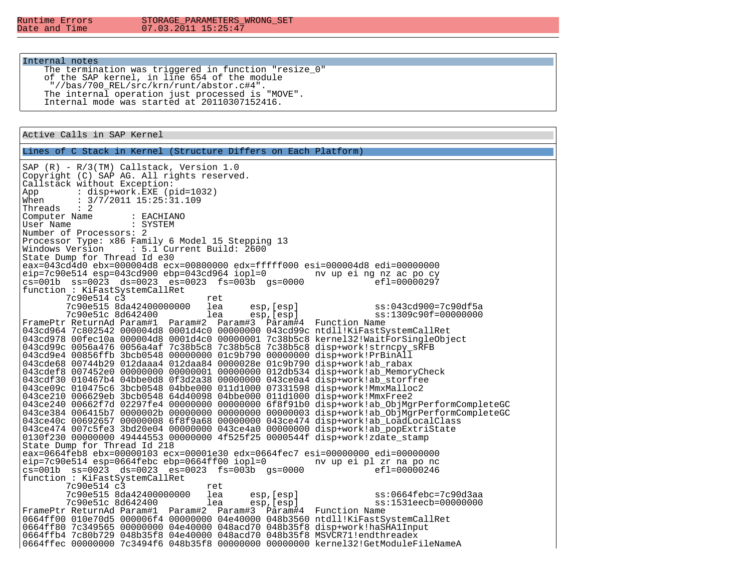| Runtime Errors | STORAGE_PARAMETERS_WRONG_SET |
| --- | --- |
| Date and Time | 07.03.2011 15:25:47 |

### Internal notes

```
The termination was triggered in function "resize_0"
of the SAP kernel, in line 654 of the module
 "//bas/700_REL/src/krn/runt/abstor.c#4".
The internal operation just processed is "MOVE".
Internal mode was started at 20110307152416.
```

### Active Calls in SAP Kernel

#### Lines of C Stack in Kernel (Structure Differs on Each Platform)

```
SAP (R) - R/3(TM) Callstack, Version 1.0
Copyright (C) SAP AG. All rights reserved.
Callstack without Exception:
App       : disp+work.EXE (pid=1032)
When      : 3/7/2011 15:25:31.109
Threads   : 2
Computer Name       : EACHIANO
User Name           : SYSTEM
Number of Processors: 2
Processor Type: x86 Family 6 Model 15 Stepping 13
Windows Version     : 5.1 Current Build: 2600
State Dump for Thread Id e30
eax=043cd4d0 ebx=000004d8 ecx=00800000 edx=fffff000 esi=000004d8 edi=00000000
eip=7c90e514 esp=043cd900 ebp=043cd964 iopl=0         nv up ei ng nz ac po cy
cs=001b  ss=0023  ds=0023  es=0023  fs=003b  gs=0000             efl=00000297
function : KiFastSystemCallRet
        7c90e514 c3               ret
        7c90e515 8da42400000000   lea     esp,[esp]              ss:043cd900=7c90df5a
        7c90e51c 8d642400         lea     esp,[esp]              ss:1309c90f=00000000
FramePtr ReturnAd Param#1  Param#2  Param#3  Param#4  Function Name
043cd964 7c802542 000004d8 0001d4c0 00000000 043cd99c ntdll!KiFastSystemCallRet
043cd978 00fec10a 000004d8 0001d4c0 00000001 7c38b5c8 kernel32!WaitForSingleObject
043cd99c 0056a476 0056a4af 7c38b5c8 7c38b5c8 7c38b5c8 disp+work!strncpy_sRFB
043cd9e4 00856ffb 3bcb0548 00000000 01c9b790 00000000 disp+work!PrBinAll
043cde68 00744b29 012daaa4 012daa84 0000028e 01c9b790 disp+work!ab_rabax
043cdef8 007452e0 00000000 00000001 00000000 012db534 disp+work!ab_MemoryCheck
043cdf30 010467b4 04bbe0d8 0f3d2a38 00000000 043ce0a4 disp+work!ab_storfree
043ce09c 010475c6 3bcb0548 04bbe000 011d1000 07331598 disp+work!MmxMalloc2
043ce210 006629eb 3bcb0548 64d40098 04bbe000 011d1000 disp+work!MmxFree2
043ce240 00662f7d 02297fe4 00000000 00000000 6f8f91b0 disp+work!ab_ObjMgrPerformCompleteGC
043ce384 006415b7 0000002b 00000000 00000000 00000003 disp+work!ab_ObjMgrPerformCompleteGC
043ce40c 00692657 00000008 6f8f9a68 00000000 043ce474 disp+work!ab_LoadLocalClass
043ce474 007c5fe3 3bd20e04 00000000 043ce4a0 00000000 disp+work!ab_popExtriState
0130f230 00000000 49444553 00000000 4f525f25 0000544f disp+work!zdate_stamp
State Dump for Thread Id 218
eax=0664feb8 ebx=00000103 ecx=00001e30 edx=0664fec7 esi=00000000 edi=00000000
eip=7c90e514 esp=0664febc ebp=0664ff00 iopl=0         nv up ei pl zr na po nc
cs=001b  ss=0023  ds=0023  es=0023  fs=003b  gs=0000             efl=00000246
function : KiFastSystemCallRet
        7c90e514 c3               ret
        7c90e515 8da42400000000   lea     esp,[esp]              ss:0664febc=7c90d3aa
        7c90e51c 8d642400         lea     esp,[esp]              ss:1531eecb=00000000
FramePtr ReturnAd Param#1  Param#2  Param#3  Param#4  Function Name
0664ff00 010e70d5 000006f4 00000000 04e40000 048b3560 ntdll!KiFastSystemCallRet
0664ff80 7c349565 00000000 04e40000 048acd70 048b35f8 disp+work!haSHA1Input
0664ffb4 7c80b729 048b35f8 04e40000 048acd70 048b35f8 MSVCR71!endthreadex
0664ffec 00000000 7c3494f6 048b35f8 00000000 00000000 kernel32!GetModuleFileNameA
```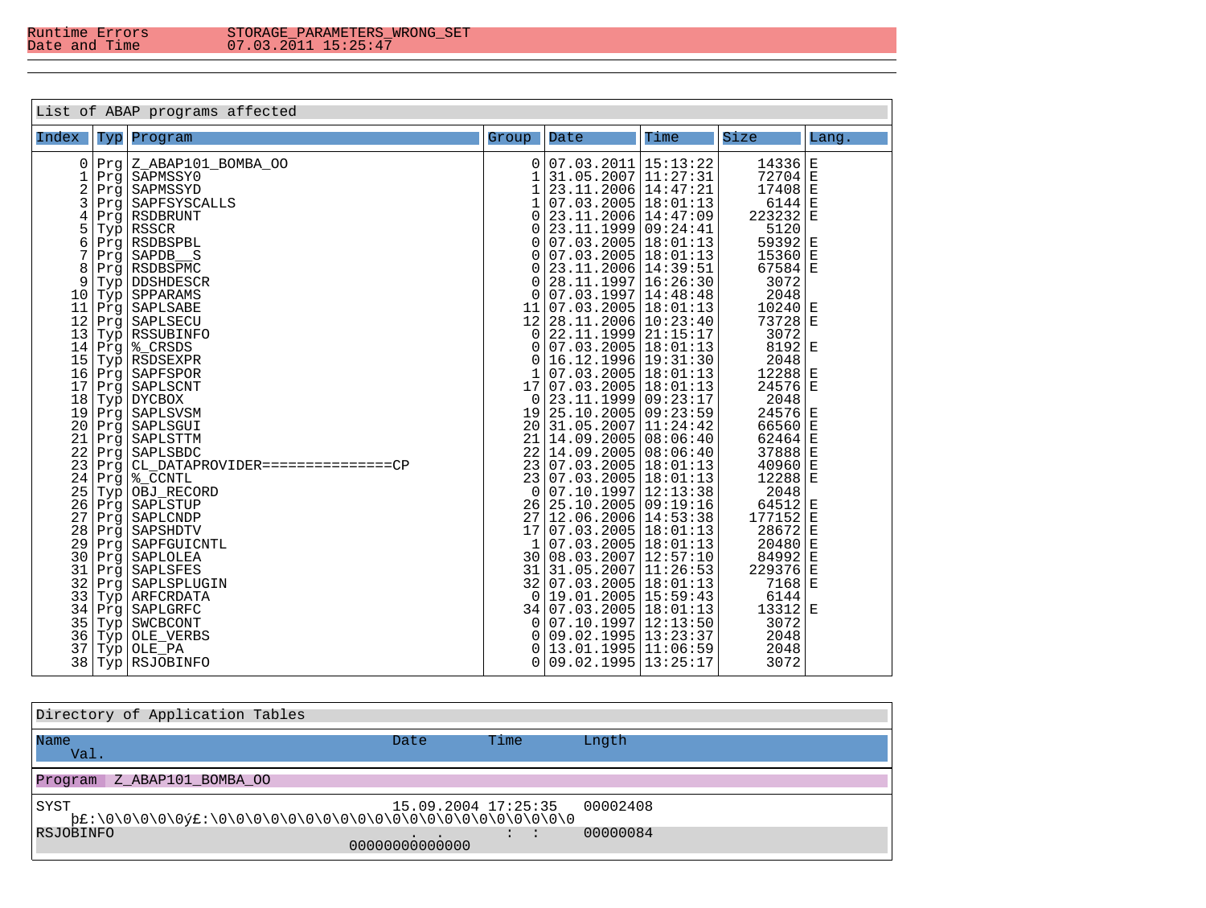| Runtime Errors | STORAGE_PARAMETERS_WRONG_SET |
|---|---|
| Date and Time | 07.03.2011 15:25:47 |

**List of ABAP programs affected**

| Index | Typ | Program | Group | Date | Time | Size | Lang. |
|---|---|---|---|---|---|---|---|
| 0 | Prg | Z_ABAP101_BOMBA_OO | 0 | 07.03.2011 | 15:13:22 | 14336 | E |
| 1 | Prg | SAPMSSY0 | 1 | 31.05.2007 | 11:27:31 | 72704 | E |
| 2 | Prg | SAPMSSYD | 1 | 23.11.2006 | 14:47:21 | 17408 | E |
| 3 | Prg | SAPFSYSCALLS | 1 | 07.03.2005 | 18:01:13 | 6144 | E |
| 4 | Prg | RSDBRUNT | 0 | 23.11.2006 | 14:47:09 | 223232 | E |
| 5 | Typ | RSSCR | 0 | 23.11.1999 | 09:24:41 | 5120 | |
| 6 | Prg | RSDBSPBL | 0 | 07.03.2005 | 18:01:13 | 59392 | E |
| 7 | Prg | SAPDB__S | 0 | 07.03.2005 | 18:01:13 | 15360 | E |
| 8 | Prg | RSDBSPMC | 0 | 23.11.2006 | 14:39:51 | 67584 | E |
| 9 | Typ | DDSHDESCR | 0 | 28.11.1997 | 16:26:30 | 3072 | |
| 10 | Typ | SPPARAMS | 0 | 07.03.1997 | 14:48:48 | 2048 | |
| 11 | Prg | SAPLSABE | 11 | 07.03.2005 | 18:01:13 | 10240 | E |
| 12 | Prg | SAPLSECU | 12 | 28.11.2006 | 10:23:40 | 73728 | E |
| 13 | Typ | RSSUBINFO | 0 | 22.11.1999 | 21:15:17 | 3072 | |
| 14 | Prg | %_CRSDS | 0 | 07.03.2005 | 18:01:13 | 8192 | E |
| 15 | Typ | RSDSEXPR | 0 | 16.12.1996 | 19:31:30 | 2048 | |
| 16 | Prg | SAPFSPOR | 1 | 07.03.2005 | 18:01:13 | 12288 | E |
| 17 | Prg | SAPLSCNT | 17 | 07.03.2005 | 18:01:13 | 24576 | E |
| 18 | Typ | DYCBOX | 0 | 23.11.1999 | 09:23:17 | 2048 | |
| 19 | Prg | SAPLSVSM | 19 | 25.10.2005 | 09:23:59 | 24576 | E |
| 20 | Prg | SAPLSGUI | 20 | 31.05.2007 | 11:24:42 | 66560 | E |
| 21 | Prg | SAPLSTTM | 21 | 14.09.2005 | 08:06:40 | 62464 | E |
| 22 | Prg | SAPLSBDC | 22 | 14.09.2005 | 08:06:40 | 37888 | E |
| 23 | Prg | CL_DATAPROVIDER===============CP | 23 | 07.03.2005 | 18:01:13 | 40960 | E |
| 24 | Prg | %_CCNTL | 23 | 07.03.2005 | 18:01:13 | 12288 | E |
| 25 | Typ | OBJ_RECORD | 0 | 07.10.1997 | 12:13:38 | 2048 | |
| 26 | Prg | SAPLSTUP | 26 | 25.10.2005 | 09:19:16 | 64512 | E |
| 27 | Prg | SAPLCNDP | 27 | 12.06.2006 | 14:53:38 | 177152 | E |
| 28 | Prg | SAPSHDTV | 17 | 07.03.2005 | 18:01:13 | 28672 | E |
| 29 | Prg | SAPFGUICNTL | 1 | 07.03.2005 | 18:01:13 | 20480 | E |
| 30 | Prg | SAPLOLEA | 30 | 08.03.2007 | 12:57:10 | 84992 | E |
| 31 | Prg | SAPLSFES | 31 | 31.05.2007 | 11:26:53 | 229376 | E |
| 32 | Prg | SAPLSPLUGIN | 32 | 07.03.2005 | 18:01:13 | 7168 | E |
| 33 | Typ | ARFCRDATA | 0 | 19.01.2005 | 15:59:43 | 6144 | |
| 34 | Prg | SAPLGRFC | 34 | 07.03.2005 | 18:01:13 | 13312 | E |
| 35 | Typ | SWCBCONT | 0 | 07.10.1997 | 12:13:50 | 3072 | |
| 36 | Typ | OLE_VERBS | 0 | 09.02.1995 | 13:23:37 | 2048 | |
| 37 | Typ | OLE_PA | 0 | 13.01.1995 | 11:06:59 | 2048 | |
| 38 | Typ | RSJOBINFO | 0 | 09.02.1995 | 13:25:17 | 3072 | |

**Directory of Application Tables**

| Name / Val. | Date | Time | Lngth |
|---|---|---|---|
| **Program Z_ABAP101_BOMBA_OO** | | | |
| SYST | 15.09.2004 | 17:25:35 | 00002408 |
| þ£:\0\0\0\0\0ý£:\0\0\0\0\0\0\0\0\0\0\0\0\0\0\0\0\0\0\0\0\0\0\0 | | | |
| RSJOBINFO | . . | : : | 00000084 |
| 00000000000000 | | | |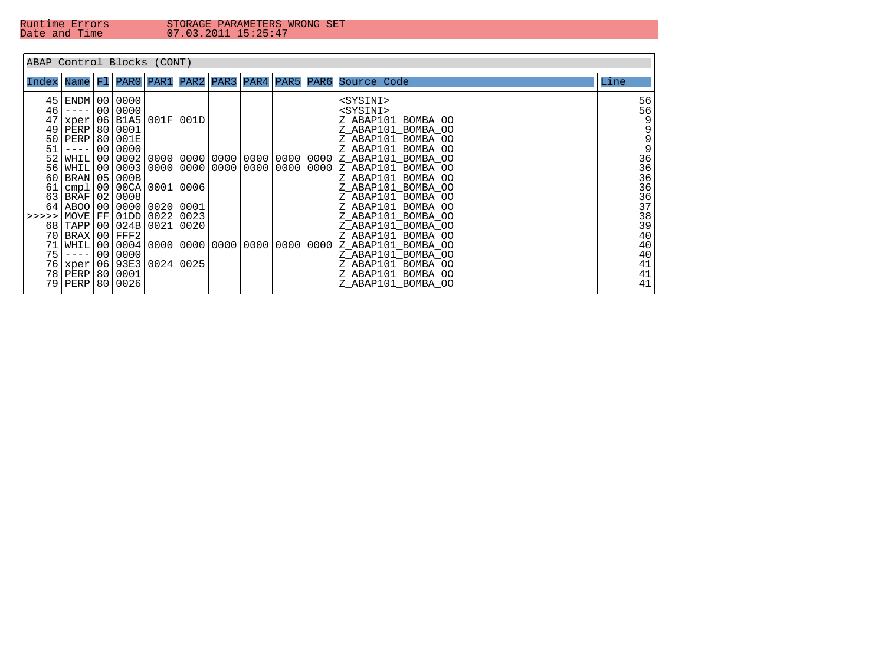Runtime Errors STORAGE_PARAMETERS_WRONG_SET
Date and Time 07.03.2011 15:25:47

ABAP Control Blocks (CONT)

| Index | Name | Fl | PAR0 | PAR1 | PAR2 | PAR3 | PAR4 | PAR5 | PAR6 | Source Code | Line |
|---|---|---|---|---|---|---|---|---|---|---|---|
| 45 | ENDM | 00 | 0000 | | | | | | | <SYSINI> | 56 |
| 46 | ---- | 00 | 0000 | | | | | | | <SYSINI> | 56 |
| 47 | xper | 06 | B1A5 | 001F | 001D | | | | | Z_ABAP101_BOMBA_OO | 9 |
| 49 | PERP | 80 | 0001 | | | | | | | Z_ABAP101_BOMBA_OO | 9 |
| 50 | PERP | 80 | 001E | | | | | | | Z_ABAP101_BOMBA_OO | 9 |
| 51 | ---- | 00 | 0000 | | | | | | | Z_ABAP101_BOMBA_OO | 9 |
| 52 | WHIL | 00 | 0002 | 0000 | 0000 | 0000 | 0000 | 0000 | 0000 | Z_ABAP101_BOMBA_OO | 36 |
| 56 | WHIL | 00 | 0003 | 0000 | 0000 | 0000 | 0000 | 0000 | 0000 | Z_ABAP101_BOMBA_OO | 36 |
| 60 | BRAN | 05 | 000B | | | | | | | Z_ABAP101_BOMBA_OO | 36 |
| 61 | cmpl | 00 | 00CA | 0001 | 0006 | | | | | Z_ABAP101_BOMBA_OO | 36 |
| 63 | BRAF | 02 | 0008 | | | | | | | Z_ABAP101_BOMBA_OO | 36 |
| 64 | ABOO | 00 | 0000 | 0020 | 0001 | | | | | Z_ABAP101_BOMBA_OO | 37 |
| >>>>> | MOVE | FF | 01DD | 0022 | 0023 | | | | | Z_ABAP101_BOMBA_OO | 38 |
| 68 | TAPP | 00 | 024B | 0021 | 0020 | | | | | Z_ABAP101_BOMBA_OO | 39 |
| 70 | BRAX | 00 | FFF2 | | | | | | | Z_ABAP101_BOMBA_OO | 40 |
| 71 | WHIL | 00 | 0004 | 0000 | 0000 | 0000 | 0000 | 0000 | 0000 | Z_ABAP101_BOMBA_OO | 40 |
| 75 | ---- | 00 | 0000 | | | | | | | Z_ABAP101_BOMBA_OO | 40 |
| 76 | xper | 06 | 93E3 | 0024 | 0025 | | | | | Z_ABAP101_BOMBA_OO | 41 |
| 78 | PERP | 80 | 0001 | | | | | | | Z_ABAP101_BOMBA_OO | 41 |
| 79 | PERP | 80 | 0026 | | | | | | | Z_ABAP101_BOMBA_OO | 41 |